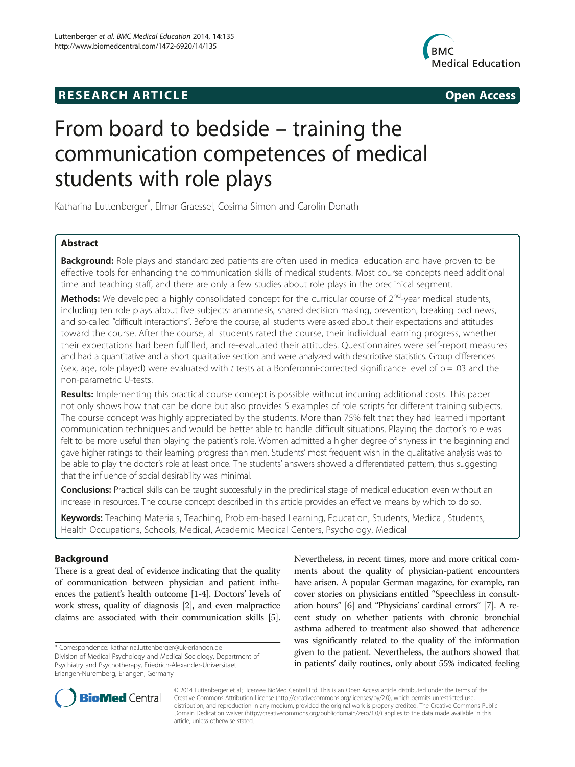**RESEARCH ARTICLE** **Open Access**

# From board to bedside – training the communication competences of medical students with role plays

Katharina Luttenberger*, Elmar Graessel, Cosima Simon and Carolin Donath

## Abstract

**Background:** Role plays and standardized patients are often used in medical education and have proven to be effective tools for enhancing the communication skills of medical students. Most course concepts need additional time and teaching staff, and there are only a few studies about role plays in the preclinical segment.

**Methods:** We developed a highly consolidated concept for the curricular course of 2nd-year medical students, including ten role plays about five subjects: anamnesis, shared decision making, prevention, breaking bad news, and so-called "difficult interactions". Before the course, all students were asked about their expectations and attitudes toward the course. After the course, all students rated the course, their individual learning progress, whether their expectations had been fulfilled, and re-evaluated their attitudes. Questionnaires were self-report measures and had a quantitative and a short qualitative section and were analyzed with descriptive statistics. Group differences (sex, age, role played) were evaluated with *t* tests at a Bonferonni-corrected significance level of $p = .03$ and the non-parametric U-tests.

**Results:** Implementing this practical course concept is possible without incurring additional costs. This paper not only shows how that can be done but also provides 5 examples of role scripts for different training subjects. The course concept was highly appreciated by the students. More than 75% felt that they had learned important communication techniques and would be better able to handle difficult situations. Playing the doctor's role was felt to be more useful than playing the patient's role. Women admitted a higher degree of shyness in the beginning and gave higher ratings to their learning progress than men. Students' most frequent wish in the qualitative analysis was to be able to play the doctor's role at least once. The students' answers showed a differentiated pattern, thus suggesting that the influence of social desirability was minimal.

**Conclusions:** Practical skills can be taught successfully in the preclinical stage of medical education even without an increase in resources. The course concept described in this article provides an effective means by which to do so.

**Keywords:** Teaching Materials, Teaching, Problem-based Learning, Education, Students, Medical, Students, Health Occupations, Schools, Medical, Academic Medical Centers, Psychology, Medical

## Background

There is a great deal of evidence indicating that the quality of communication between physician and patient influences the patient's health outcome [1-4]. Doctors' levels of work stress, quality of diagnosis [2], and even malpractice claims are associated with their communication skills [5]. Nevertheless, in recent times, more and more critical comments about the quality of physician-patient encounters have arisen. A popular German magazine, for example, ran cover stories on physicians entitled "Speechless in consultation hours" [6] and "Physicians' cardinal errors" [7]. A recent study on whether patients with chronic bronchial asthma adhered to treatment also showed that adherence was significantly related to the quality of the information given to the patient. Nevertheless, the authors showed that in patients' daily routines, only about 55% indicated feeling

\* Correspondence: katharina.luttenberger@uk-erlangen.de
Division of Medical Psychology and Medical Sociology, Department of Psychiatry and Psychotherapy, Friedrich-Alexander-Universitaet Erlangen-Nuremberg, Erlangen, Germany

© 2014 Luttenberger et al.; licensee BioMed Central Ltd. This is an Open Access article distributed under the terms of the Creative Commons Attribution License (http://creativecommons.org/licenses/by/2.0), which permits unrestricted use, distribution, and reproduction in any medium, provided the original work is properly credited. The Creative Commons Public Domain Dedication waiver (http://creativecommons.org/publicdomain/zero/1.0/) applies to the data made available in this article, unless otherwise stated.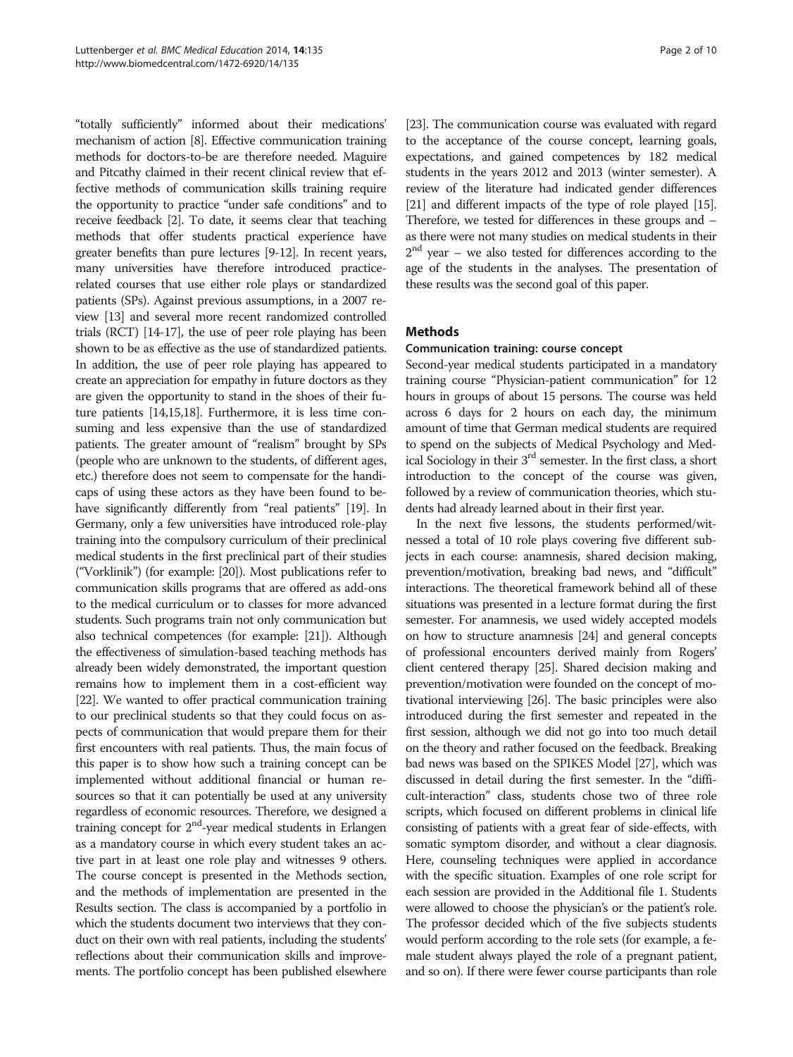"totally sufficiently" informed about their medications' mechanism of action [8]. Effective communication training methods for doctors-to-be are therefore needed. Maguire and Pitcathy claimed in their recent clinical review that effective methods of communication skills training require the opportunity to practice "under safe conditions" and to receive feedback [2]. To date, it seems clear that teaching methods that offer students practical experience have greater benefits than pure lectures [9-12]. In recent years, many universities have therefore introduced practice-related courses that use either role plays or standardized patients (SPs). Against previous assumptions, in a 2007 review [13] and several more recent randomized controlled trials (RCT) [14-17], the use of peer role playing has been shown to be as effective as the use of standardized patients. In addition, the use of peer role playing has appeared to create an appreciation for empathy in future doctors as they are given the opportunity to stand in the shoes of their future patients [14,15,18]. Furthermore, it is less time consuming and less expensive than the use of standardized patients. The greater amount of "realism" brought by SPs (people who are unknown to the students, of different ages, etc.) therefore does not seem to compensate for the handicaps of using these actors as they have been found to behave significantly differently from "real patients" [19]. In Germany, only a few universities have introduced role-play training into the compulsory curriculum of their preclinical medical students in the first preclinical part of their studies ("Vorklinik") (for example: [20]). Most publications refer to communication skills programs that are offered as add-ons to the medical curriculum or to classes for more advanced students. Such programs train not only communication but also technical competences (for example: [21]). Although the effectiveness of simulation-based teaching methods has already been widely demonstrated, the important question remains how to implement them in a cost-efficient way [22]. We wanted to offer practical communication training to our preclinical students so that they could focus on aspects of communication that would prepare them for their first encounters with real patients. Thus, the main focus of this paper is to show how such a training concept can be implemented without additional financial or human resources so that it can potentially be used at any university regardless of economic resources. Therefore, we designed a training concept for 2nd-year medical students in Erlangen as a mandatory course in which every student takes an active part in at least one role play and witnesses 9 others. The course concept is presented in the Methods section, and the methods of implementation are presented in the Results section. The class is accompanied by a portfolio in which the students document two interviews that they conduct on their own with real patients, including the students' reflections about their communication skills and improvements. The portfolio concept has been published elsewhere [23]. The communication course was evaluated with regard to the acceptance of the course concept, learning goals, expectations, and gained competences by 182 medical students in the years 2012 and 2013 (winter semester). A review of the literature had indicated gender differences [21] and different impacts of the type of role played [15]. Therefore, we tested for differences in these groups and – as there were not many studies on medical students in their 2nd year – we also tested for differences according to the age of the students in the analyses. The presentation of these results was the second goal of this paper.

## Methods

### Communication training: course concept

Second-year medical students participated in a mandatory training course "Physician-patient communication" for 12 hours in groups of about 15 persons. The course was held across 6 days for 2 hours on each day, the minimum amount of time that German medical students are required to spend on the subjects of Medical Psychology and Medical Sociology in their 3rd semester. In the first class, a short introduction to the concept of the course was given, followed by a review of communication theories, which students had already learned about in their first year.

In the next five lessons, the students performed/witnessed a total of 10 role plays covering five different subjects in each course: anamnesis, shared decision making, prevention/motivation, breaking bad news, and "difficult" interactions. The theoretical framework behind all of these situations was presented in a lecture format during the first semester. For anamnesis, we used widely accepted models on how to structure anamnesis [24] and general concepts of professional encounters derived mainly from Rogers' client centered therapy [25]. Shared decision making and prevention/motivation were founded on the concept of motivational interviewing [26]. The basic principles were also introduced during the first semester and repeated in the first session, although we did not go into too much detail on the theory and rather focused on the feedback. Breaking bad news was based on the SPIKES Model [27], which was discussed in detail during the first semester. In the "difficult-interaction" class, students chose two of three role scripts, which focused on different problems in clinical life consisting of patients with a great fear of side-effects, with somatic symptom disorder, and without a clear diagnosis. Here, counseling techniques were applied in accordance with the specific situation. Examples of one role script for each session are provided in the Additional file 1. Students were allowed to choose the physician's or the patient's role. The professor decided which of the five subjects students would perform according to the role sets (for example, a female student always played the role of a pregnant patient, and so on). If there were fewer course participants than role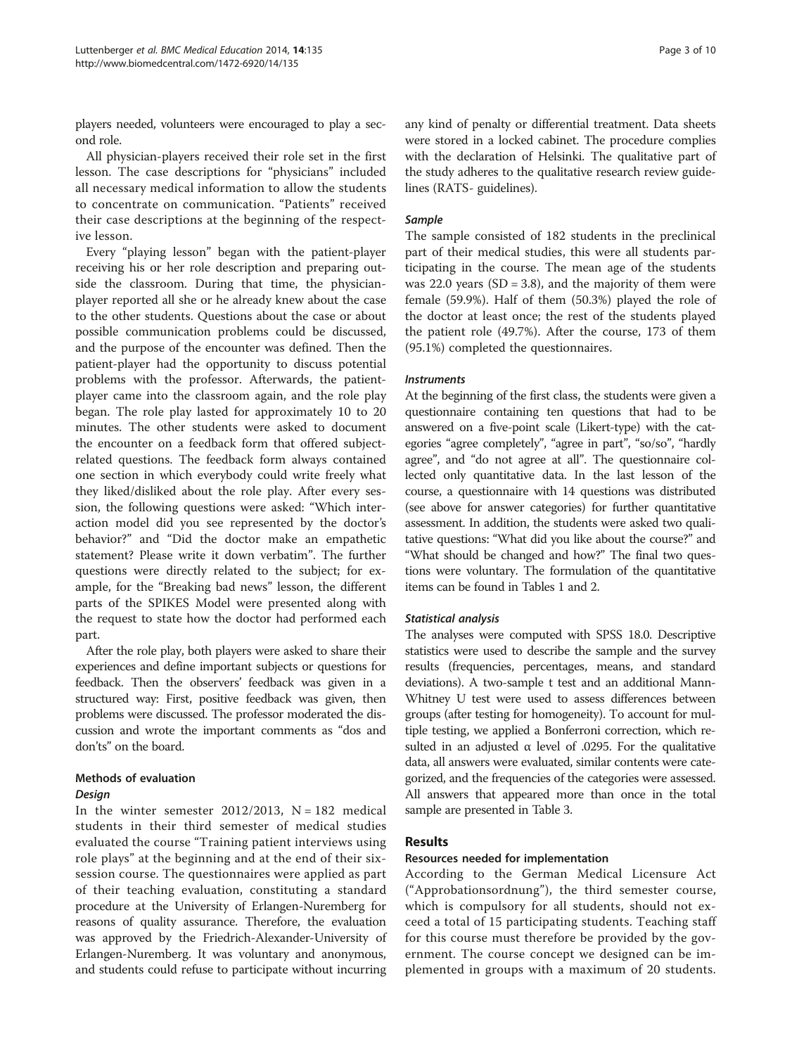players needed, volunteers were encouraged to play a second role.

All physician-players received their role set in the first lesson. The case descriptions for "physicians" included all necessary medical information to allow the students to concentrate on communication. "Patients" received their case descriptions at the beginning of the respective lesson.

Every "playing lesson" began with the patient-player receiving his or her role description and preparing outside the classroom. During that time, the physician-player reported all she or he already knew about the case to the other students. Questions about the case or about possible communication problems could be discussed, and the purpose of the encounter was defined. Then the patient-player had the opportunity to discuss potential problems with the professor. Afterwards, the patient-player came into the classroom again, and the role play began. The role play lasted for approximately 10 to 20 minutes. The other students were asked to document the encounter on a feedback form that offered subject-related questions. The feedback form always contained one section in which everybody could write freely what they liked/disliked about the role play. After every session, the following questions were asked: "Which interaction model did you see represented by the doctor's behavior?" and "Did the doctor make an empathetic statement? Please write it down verbatim". The further questions were directly related to the subject; for example, for the "Breaking bad news" lesson, the different parts of the SPIKES Model were presented along with the request to state how the doctor had performed each part.

After the role play, both players were asked to share their experiences and define important subjects or questions for feedback. Then the observers' feedback was given in a structured way: First, positive feedback was given, then problems were discussed. The professor moderated the discussion and wrote the important comments as "dos and don'ts" on the board.

## Methods of evaluation

### *Design*

In the winter semester 2012/2013, N = 182 medical students in their third semester of medical studies evaluated the course "Training patient interviews using role plays" at the beginning and at the end of their six-session course. The questionnaires were applied as part of their teaching evaluation, constituting a standard procedure at the University of Erlangen-Nuremberg for reasons of quality assurance. Therefore, the evaluation was approved by the Friedrich-Alexander-University of Erlangen-Nuremberg. It was voluntary and anonymous, and students could refuse to participate without incurring any kind of penalty or differential treatment. Data sheets were stored in a locked cabinet. The procedure complies with the declaration of Helsinki. The qualitative part of the study adheres to the qualitative research review guidelines (RATS- guidelines).

### *Sample*

The sample consisted of 182 students in the preclinical part of their medical studies, this were all students participating in the course. The mean age of the students was 22.0 years (SD = 3.8), and the majority of them were female (59.9%). Half of them (50.3%) played the role of the doctor at least once; the rest of the students played the patient role (49.7%). After the course, 173 of them (95.1%) completed the questionnaires.

### *Instruments*

At the beginning of the first class, the students were given a questionnaire containing ten questions that had to be answered on a five-point scale (Likert-type) with the categories "agree completely", "agree in part", "so/so", "hardly agree", and "do not agree at all". The questionnaire collected only quantitative data. In the last lesson of the course, a questionnaire with 14 questions was distributed (see above for answer categories) for further quantitative assessment. In addition, the students were asked two qualitative questions: "What did you like about the course?" and "What should be changed and how?" The final two questions were voluntary. The formulation of the quantitative items can be found in Tables 1 and 2.

### *Statistical analysis*

The analyses were computed with SPSS 18.0. Descriptive statistics were used to describe the sample and the survey results (frequencies, percentages, means, and standard deviations). A two-sample t test and an additional Mann-Whitney U test were used to assess differences between groups (after testing for homogeneity). To account for multiple testing, we applied a Bonferroni correction, which resulted in an adjusted $\alpha$ level of .0295. For the qualitative data, all answers were evaluated, similar contents were categorized, and the frequencies of the categories were assessed. All answers that appeared more than once in the total sample are presented in Table 3.

## Results

### Resources needed for implementation

According to the German Medical Licensure Act ("Approbationsordnung"), the third semester course, which is compulsory for all students, should not exceed a total of 15 participating students. Teaching staff for this course must therefore be provided by the government. The course concept we designed can be implemented in groups with a maximum of 20 students.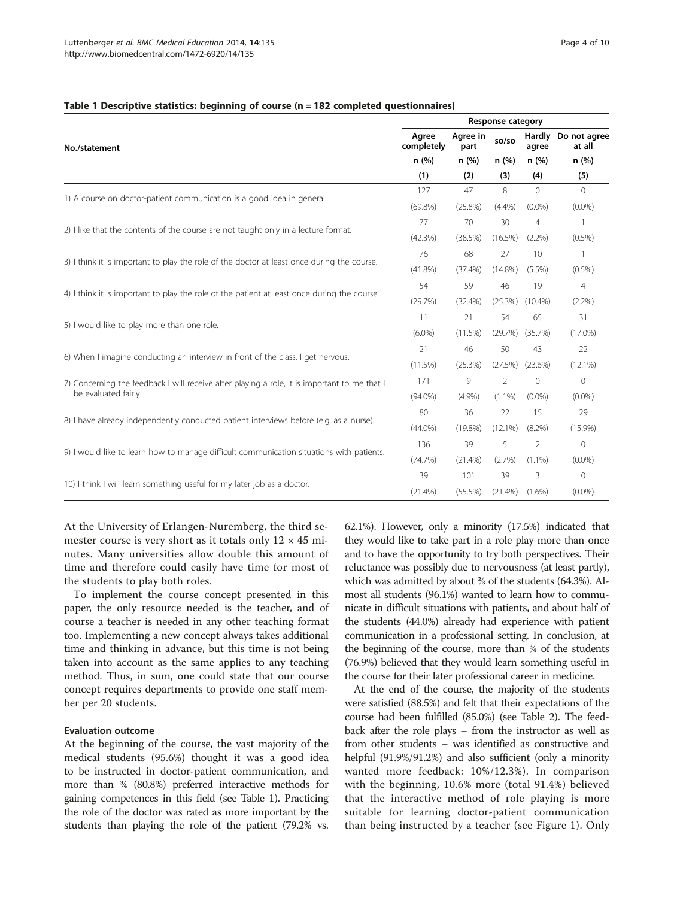**Table 1 Descriptive statistics: beginning of course (n = 182 completed questionnaires)**

| No./statement | Response category | | | | |
|---|---|---|---|---|---|
| | Agree completely | Agree in part | so/so | Hardly agree | Do not agree at all |
| | n (%) | n (%) | n (%) | n (%) | n (%) |
| | (1) | (2) | (3) | (4) | (5) |
| 1) A course on doctor-patient communication is a good idea in general. | 127 (69.8%) | 47 (25.8%) | 8 (4.4%) | 0 (0.0%) | 0 (0.0%) |
| 2) I like that the contents of the course are not taught only in a lecture format. | 77 (42.3%) | 70 (38.5%) | 30 (16.5%) | 4 (2.2%) | 1 (0.5%) |
| 3) I think it is important to play the role of the doctor at least once during the course. | 76 (41.8%) | 68 (37.4%) | 27 (14.8%) | 10 (5.5%) | 1 (0.5%) |
| 4) I think it is important to play the role of the patient at least once during the course. | 54 (29.7%) | 59 (32.4%) | 46 (25.3%) | 19 (10.4%) | 4 (2.2%) |
| 5) I would like to play more than one role. | 11 (6.0%) | 21 (11.5%) | 54 (29.7%) | 65 (35.7%) | 31 (17.0%) |
| 6) When I imagine conducting an interview in front of the class, I get nervous. | 21 (11.5%) | 46 (25.3%) | 50 (27.5%) | 43 (23.6%) | 22 (12.1%) |
| 7) Concerning the feedback I will receive after playing a role, it is important to me that I be evaluated fairly. | 171 (94.0%) | 9 (4.9%) | 2 (1.1%) | 0 (0.0%) | 0 (0.0%) |
| 8) I have already independently conducted patient interviews before (e.g. as a nurse). | 80 (44.0%) | 36 (19.8%) | 22 (12.1%) | 15 (8.2%) | 29 (15.9%) |
| 9) I would like to learn how to manage difficult communication situations with patients. | 136 (74.7%) | 39 (21.4%) | 5 (2.7%) | 2 (1.1%) | 0 (0.0%) |
| 10) I think I will learn something useful for my later job as a doctor. | 39 (21.4%) | 101 (55.5%) | 39 (21.4%) | 3 (1.6%) | 0 (0.0%) |

At the University of Erlangen-Nuremberg, the third semester course is very short as it totals only 12 × 45 minutes. Many universities allow double this amount of time and therefore could easily have time for most of the students to play both roles.

To implement the course concept presented in this paper, the only resource needed is the teacher, and of course a teacher is needed in any other teaching format too. Implementing a new concept always takes additional time and thinking in advance, but this time is not being taken into account as the same applies to any teaching method. Thus, in sum, one could state that our course concept requires departments to provide one staff member per 20 students.

### Evaluation outcome

At the beginning of the course, the vast majority of the medical students (95.6%) thought it was a good idea to be instructed in doctor-patient communication, and more than ¾ (80.8%) preferred interactive methods for gaining competences in this field (see Table 1). Practicing the role of the doctor was rated as more important by the students than playing the role of the patient (79.2% vs. 62.1%). However, only a minority (17.5%) indicated that they would like to take part in a role play more than once and to have the opportunity to try both perspectives. Their reluctance was possibly due to nervousness (at least partly), which was admitted by about ⅔ of the students (64.3%). Almost all students (96.1%) wanted to learn how to communicate in difficult situations with patients, and about half of the students (44.0%) already had experience with patient communication in a professional setting. In conclusion, at the beginning of the course, more than ¾ of the students (76.9%) believed that they would learn something useful in the course for their later professional career in medicine.

At the end of the course, the majority of the students were satisfied (88.5%) and felt that their expectations of the course had been fulfilled (85.0%) (see Table 2). The feedback after the role plays – from the instructor as well as from other students – was identified as constructive and helpful (91.9%/91.2%) and also sufficient (only a minority wanted more feedback: 10%/12.3%). In comparison with the beginning, 10.6% more (total 91.4%) believed that the interactive method of role playing is more suitable for learning doctor-patient communication than being instructed by a teacher (see Figure 1). Only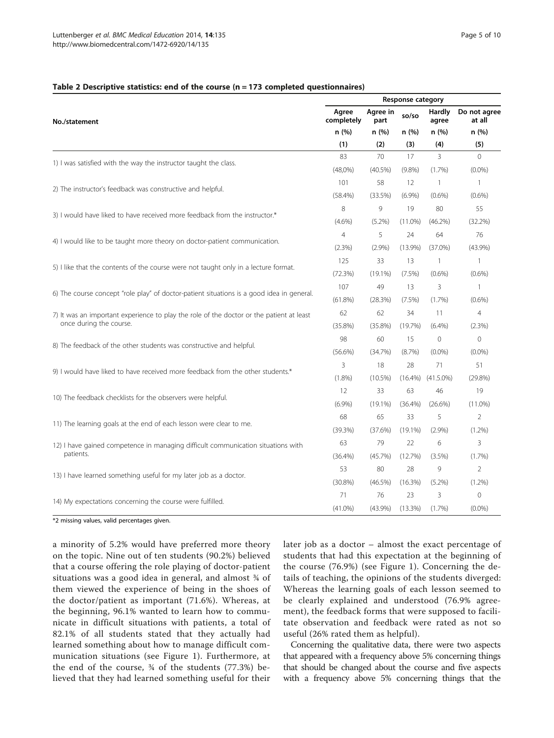**Table 2 Descriptive statistics: end of the course (n = 173 completed questionnaires)**

| No./statement | Response category | | | | |
|---|---|---|---|---|---|
| | Agree completely | Agree in part | so/so | Hardly agree | Do not agree at all |
| | n (%) | n (%) | n (%) | n (%) | n (%) |
| | (1) | (2) | (3) | (4) | (5) |
| 1) I was satisfied with the way the instructor taught the class. | 83 (48,0%) | 70 (40.5%) | 17 (9.8%) | 3 (1.7%) | 0 (0.0%) |
| 2) The instructor's feedback was constructive and helpful. | 101 (58.4%) | 58 (33.5%) | 12 (6.9%) | 1 (0.6%) | 1 (0.6%) |
| 3) I would have liked to have received more feedback from the instructor.* | 8 (4.6%) | 9 (5.2%) | 19 (11.0%) | 80 (46.2%) | 55 (32.2%) |
| 4) I would like to be taught more theory on doctor-patient communication. | 4 (2.3%) | 5 (2.9%) | 24 (13.9%) | 64 (37.0%) | 76 (43.9%) |
| 5) I like that the contents of the course were not taught only in a lecture format. | 125 (72.3%) | 33 (19.1%) | 13 (7.5%) | 1 (0.6%) | 1 (0.6%) |
| 6) The course concept "role play" of doctor-patient situations is a good idea in general. | 107 (61.8%) | 49 (28.3%) | 13 (7.5%) | 3 (1.7%) | 1 (0.6%) |
| 7) It was an important experience to play the role of the doctor or the patient at least once during the course. | 62 (35.8%) | 62 (35.8%) | 34 (19.7%) | 11 (6.4%) | 4 (2.3%) |
| 8) The feedback of the other students was constructive and helpful. | 98 (56.6%) | 60 (34.7%) | 15 (8.7%) | 0 (0.0%) | 0 (0.0%) |
| 9) I would have liked to have received more feedback from the other students.* | 3 (1.8%) | 18 (10.5%) | 28 (16.4%) | 71 (41.5.0%) | 51 (29.8%) |
| 10) The feedback checklists for the observers were helpful. | 12 (6.9%) | 33 (19.1%) | 63 (36.4%) | 46 (26.6%) | 19 (11.0%) |
| 11) The learning goals at the end of each lesson were clear to me. | 68 (39.3%) | 65 (37.6%) | 33 (19.1%) | 5 (2.9%) | 2 (1.2%) |
| 12) I have gained competence in managing difficult communication situations with patients. | 63 (36.4%) | 79 (45.7%) | 22 (12.7%) | 6 (3.5%) | 3 (1.7%) |
| 13) I have learned something useful for my later job as a doctor. | 53 (30.8%) | 80 (46.5%) | 28 (16.3%) | 9 (5.2%) | 2 (1.2%) |
| 14) My expectations concerning the course were fulfilled. | 71 (41.0%) | 76 (43.9%) | 23 (13.3%) | 3 (1.7%) | 0 (0.0%) |

*2 missing values, valid percentages given.

a minority of 5.2% would have preferred more theory on the topic. Nine out of ten students (90.2%) believed that a course offering the role playing of doctor-patient situations was a good idea in general, and almost ¾ of them viewed the experience of being in the shoes of the doctor/patient as important (71.6%). Whereas, at the beginning, 96.1% wanted to learn how to communicate in difficult situations with patients, a total of 82.1% of all students stated that they actually had learned something about how to manage difficult communication situations (see Figure 1). Furthermore, at the end of the course, ¾ of the students (77.3%) believed that they had learned something useful for their later job as a doctor – almost the exact percentage of students that had this expectation at the beginning of the course (76.9%) (see Figure 1). Concerning the details of teaching, the opinions of the students diverged: Whereas the learning goals of each lesson seemed to be clearly explained and understood (76.9% agreement), the feedback forms that were supposed to facilitate observation and feedback were rated as not so useful (26% rated them as helpful).

Concerning the qualitative data, there were two aspects that appeared with a frequency above 5% concerning things that should be changed about the course and five aspects with a frequency above 5% concerning things that the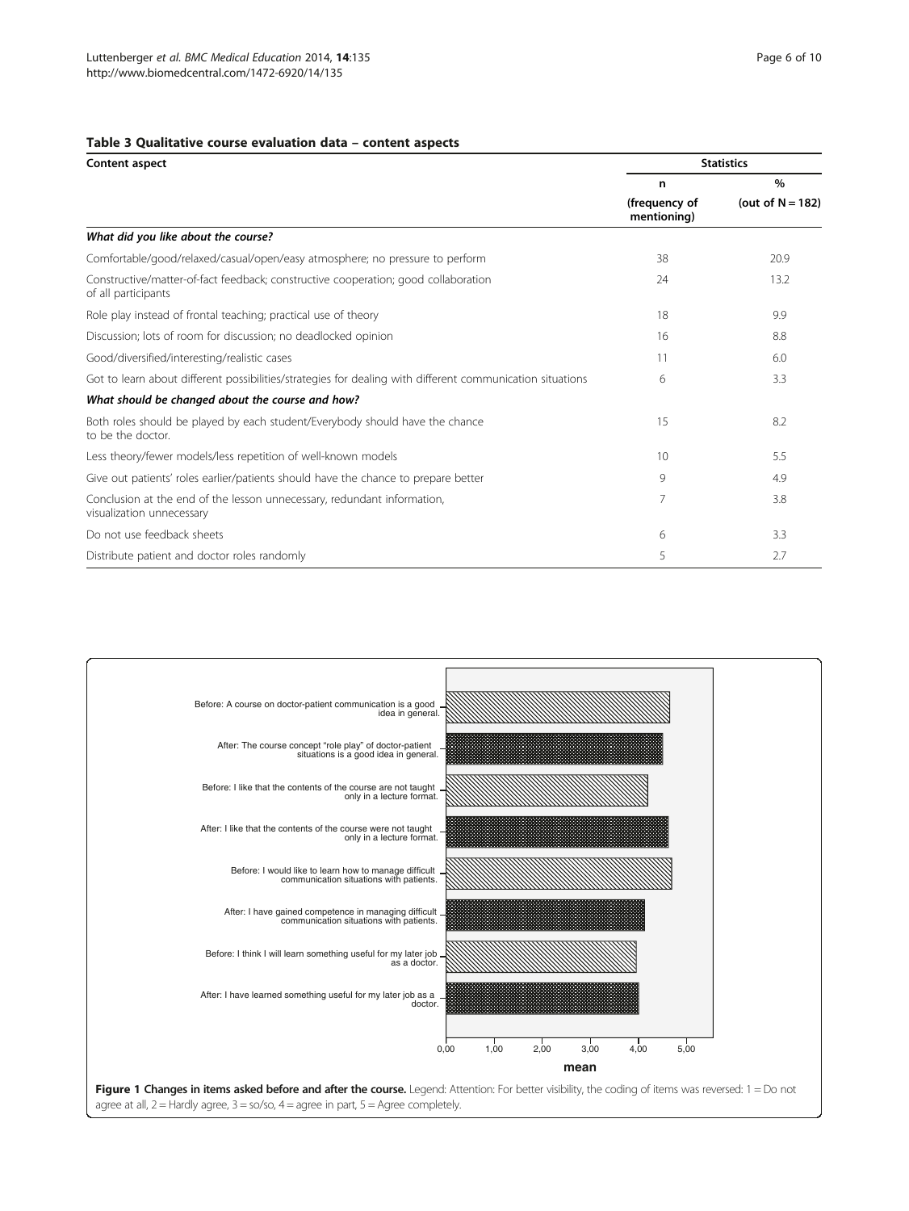**Table 3 Qualitative course evaluation data – content aspects**

| Content aspect | Statistics | |
|---|---|---|
| | n (frequency of mentioning) | % (out of N = 182) |
| ***What did you like about the course?*** | | |
| Comfortable/good/relaxed/casual/open/easy atmosphere; no pressure to perform | 38 | 20.9 |
| Constructive/matter-of-fact feedback; constructive cooperation; good collaboration of all participants | 24 | 13.2 |
| Role play instead of frontal teaching; practical use of theory | 18 | 9.9 |
| Discussion; lots of room for discussion; no deadlocked opinion | 16 | 8.8 |
| Good/diversified/interesting/realistic cases | 11 | 6.0 |
| Got to learn about different possibilities/strategies for dealing with different communication situations | 6 | 3.3 |
| ***What should be changed about the course and how?*** | | |
| Both roles should be played by each student/Everybody should have the chance to be the doctor. | 15 | 8.2 |
| Less theory/fewer models/less repetition of well-known models | 10 | 5.5 |
| Give out patients' roles earlier/patients should have the chance to prepare better | 9 | 4.9 |
| Conclusion at the end of the lesson unnecessary, redundant information, visualization unnecessary | 7 | 3.8 |
| Do not use feedback sheets | 6 | 3.3 |
| Distribute patient and doctor roles randomly | 5 | 2.7 |

**Figure 1 Changes in items asked before and after the course.** Legend: Attention: For better visibility, the coding of items was reversed: 1 = Do not agree at all, 2 = Hardly agree, 3 = so/so, 4 = agree in part, 5 = Agree completely.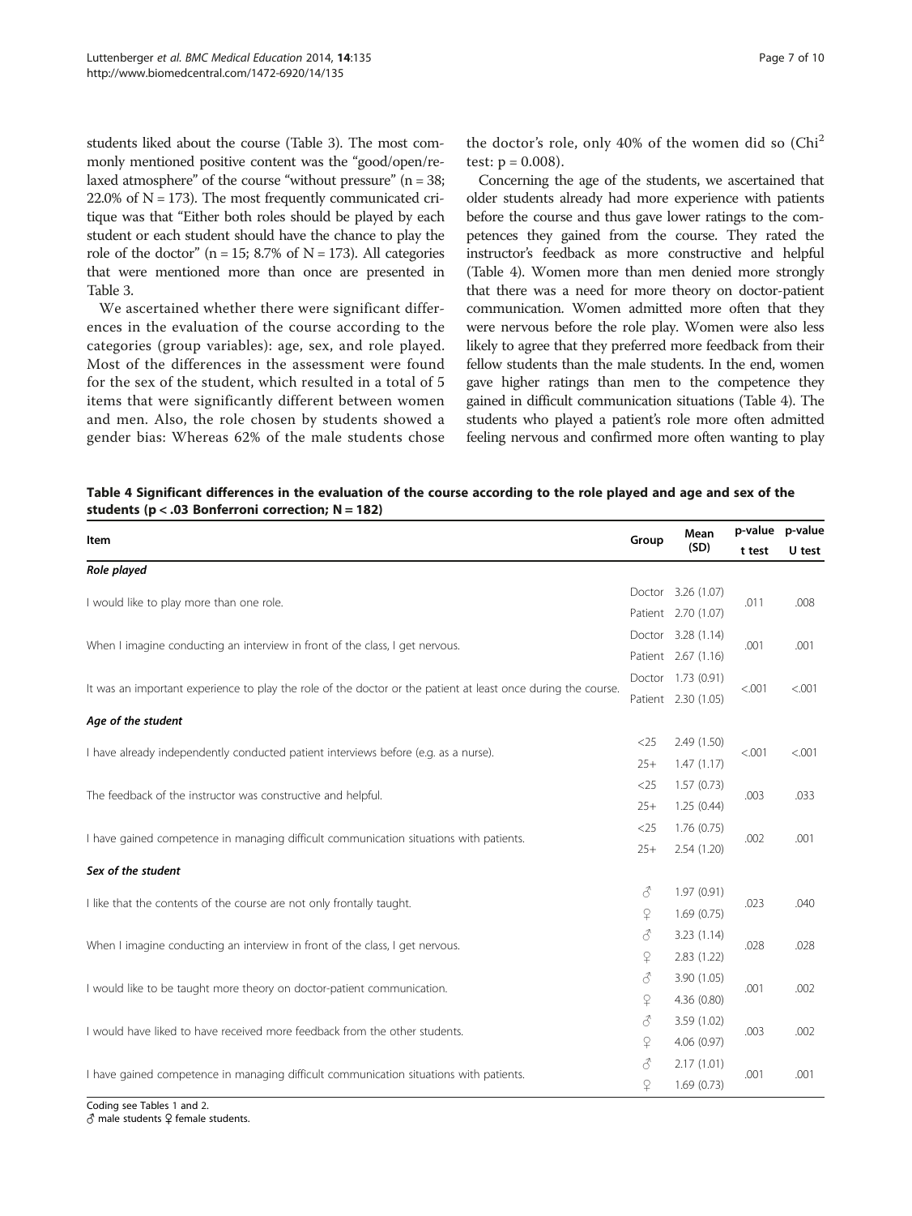students liked about the course (Table 3). The most commonly mentioned positive content was the "good/open/relaxed atmosphere" of the course "without pressure" (n = 38; 22.0% of N = 173). The most frequently communicated critique was that "Either both roles should be played by each student or each student should have the chance to play the role of the doctor" (n = 15; 8.7% of N = 173). All categories that were mentioned more than once are presented in Table 3.

We ascertained whether there were significant differences in the evaluation of the course according to the categories (group variables): age, sex, and role played. Most of the differences in the assessment were found for the sex of the student, which resulted in a total of 5 items that were significantly different between women and men. Also, the role chosen by students showed a gender bias: Whereas 62% of the male students chose the doctor's role, only 40% of the women did so (Chi$^2$ test: $p = 0.008$).

Concerning the age of the students, we ascertained that older students already had more experience with patients before the course and thus gave lower ratings to the competences they gained from the course. They rated the instructor's feedback as more constructive and helpful (Table 4). Women more than men denied more strongly that there was a need for more theory on doctor-patient communication. Women admitted more often that they were nervous before the role play. Women were also less likely to agree that they preferred more feedback from their fellow students than the male students. In the end, women gave higher ratings than men to the competence they gained in difficult communication situations (Table 4). The students who played a patient's role more often admitted feeling nervous and confirmed more often wanting to play

**Table 4 Significant differences in the evaluation of the course according to the role played and age and sex of the students (p < .03 Bonferroni correction; N = 182)**

| Item | Group | Mean (SD) | p-value t test | p-value U test |
|---|---|---|---|---|
| ***Role played*** | | | | |
| I would like to play more than one role. | Doctor | 3.26 (1.07) | .011 | .008 |
| | Patient | 2.70 (1.07) | | |
| When I imagine conducting an interview in front of the class, I get nervous. | Doctor | 3.28 (1.14) | .001 | .001 |
| | Patient | 2.67 (1.16) | | |
| It was an important experience to play the role of the doctor or the patient at least once during the course. | Doctor | 1.73 (0.91) | <.001 | <.001 |
| | Patient | 2.30 (1.05) | | |
| ***Age of the student*** | | | | |
| I have already independently conducted patient interviews before (e.g. as a nurse). | <25 | 2.49 (1.50) | <.001 | <.001 |
| | 25+ | 1.47 (1.17) | | |
| The feedback of the instructor was constructive and helpful. | <25 | 1.57 (0.73) | .003 | .033 |
| | 25+ | 1.25 (0.44) | | |
| I have gained competence in managing difficult communication situations with patients. | <25 | 1.76 (0.75) | .002 | .001 |
| | 25+ | 2.54 (1.20) | | |
| ***Sex of the student*** | | | | |
| I like that the contents of the course are not only frontally taught. | ♂ | 1.97 (0.91) | .023 | .040 |
| | ♀ | 1.69 (0.75) | | |
| When I imagine conducting an interview in front of the class, I get nervous. | ♂ | 3.23 (1.14) | .028 | .028 |
| | ♀ | 2.83 (1.22) | | |
| I would like to be taught more theory on doctor-patient communication. | ♂ | 3.90 (1.05) | .001 | .002 |
| | ♀ | 4.36 (0.80) | | |
| I would have liked to have received more feedback from the other students. | ♂ | 3.59 (1.02) | .003 | .002 |
| | ♀ | 4.06 (0.97) | | |
| I have gained competence in managing difficult communication situations with patients. | ♂ | 2.17 (1.01) | .001 | .001 |
| | ♀ | 1.69 (0.73) | | |

Coding see Tables 1 and 2.
♂ male students ♀ female students.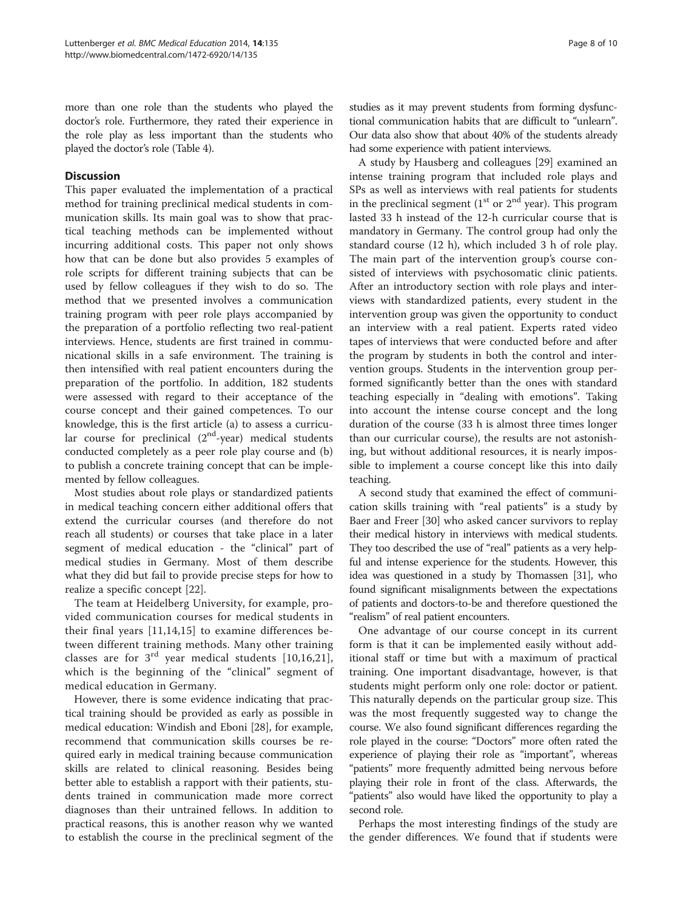more than one role than the students who played the doctor's role. Furthermore, they rated their experience in the role play as less important than the students who played the doctor's role (Table 4).

## Discussion

This paper evaluated the implementation of a practical method for training preclinical medical students in communication skills. Its main goal was to show that practical teaching methods can be implemented without incurring additional costs. This paper not only shows how that can be done but also provides 5 examples of role scripts for different training subjects that can be used by fellow colleagues if they wish to do so. The method that we presented involves a communication training program with peer role plays accompanied by the preparation of a portfolio reflecting two real-patient interviews. Hence, students are first trained in communicational skills in a safe environment. The training is then intensified with real patient encounters during the preparation of the portfolio. In addition, 182 students were assessed with regard to their acceptance of the course concept and their gained competences. To our knowledge, this is the first article (a) to assess a curricular course for preclinical (2nd-year) medical students conducted completely as a peer role play course and (b) to publish a concrete training concept that can be implemented by fellow colleagues.

Most studies about role plays or standardized patients in medical teaching concern either additional offers that extend the curricular courses (and therefore do not reach all students) or courses that take place in a later segment of medical education - the "clinical" part of medical studies in Germany. Most of them describe what they did but fail to provide precise steps for how to realize a specific concept [22].

The team at Heidelberg University, for example, provided communication courses for medical students in their final years [11,14,15] to examine differences between different training methods. Many other training classes are for 3rd year medical students [10,16,21], which is the beginning of the "clinical" segment of medical education in Germany.

However, there is some evidence indicating that practical training should be provided as early as possible in medical education: Windish and Eboni [28], for example, recommend that communication skills courses be required early in medical training because communication skills are related to clinical reasoning. Besides being better able to establish a rapport with their patients, students trained in communication made more correct diagnoses than their untrained fellows. In addition to practical reasons, this is another reason why we wanted to establish the course in the preclinical segment of the studies as it may prevent students from forming dysfunctional communication habits that are difficult to "unlearn". Our data also show that about 40% of the students already had some experience with patient interviews.

A study by Hausberg and colleagues [29] examined an intense training program that included role plays and SPs as well as interviews with real patients for students in the preclinical segment (1st or 2nd year). This program lasted 33 h instead of the 12-h curricular course that is mandatory in Germany. The control group had only the standard course (12 h), which included 3 h of role play. The main part of the intervention group's course consisted of interviews with psychosomatic clinic patients. After an introductory section with role plays and interviews with standardized patients, every student in the intervention group was given the opportunity to conduct an interview with a real patient. Experts rated video tapes of interviews that were conducted before and after the program by students in both the control and intervention groups. Students in the intervention group performed significantly better than the ones with standard teaching especially in "dealing with emotions". Taking into account the intense course concept and the long duration of the course (33 h is almost three times longer than our curricular course), the results are not astonishing, but without additional resources, it is nearly impossible to implement a course concept like this into daily teaching.

A second study that examined the effect of communication skills training with "real patients" is a study by Baer and Freer [30] who asked cancer survivors to replay their medical history in interviews with medical students. They too described the use of "real" patients as a very helpful and intense experience for the students. However, this idea was questioned in a study by Thomassen [31], who found significant misalignments between the expectations of patients and doctors-to-be and therefore questioned the "realism" of real patient encounters.

One advantage of our course concept in its current form is that it can be implemented easily without additional staff or time but with a maximum of practical training. One important disadvantage, however, is that students might perform only one role: doctor or patient. This naturally depends on the particular group size. This was the most frequently suggested way to change the course. We also found significant differences regarding the role played in the course: "Doctors" more often rated the experience of playing their role as "important", whereas "patients" more frequently admitted being nervous before playing their role in front of the class. Afterwards, the "patients" also would have liked the opportunity to play a second role.

Perhaps the most interesting findings of the study are the gender differences. We found that if students were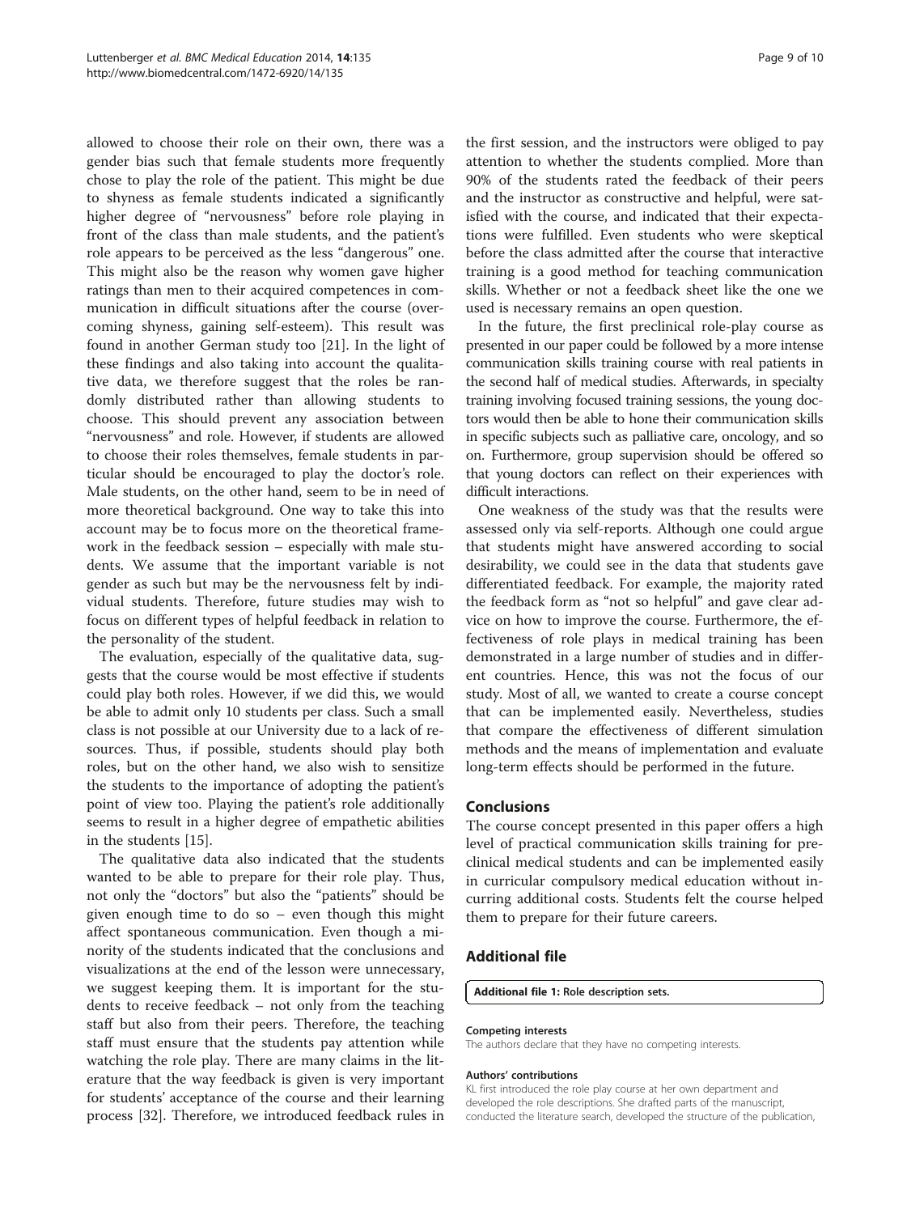allowed to choose their role on their own, there was a gender bias such that female students more frequently chose to play the role of the patient. This might be due to shyness as female students indicated a significantly higher degree of "nervousness" before role playing in front of the class than male students, and the patient's role appears to be perceived as the less "dangerous" one. This might also be the reason why women gave higher ratings than men to their acquired competences in communication in difficult situations after the course (overcoming shyness, gaining self-esteem). This result was found in another German study too [21]. In the light of these findings and also taking into account the qualitative data, we therefore suggest that the roles be randomly distributed rather than allowing students to choose. This should prevent any association between "nervousness" and role. However, if students are allowed to choose their roles themselves, female students in particular should be encouraged to play the doctor's role. Male students, on the other hand, seem to be in need of more theoretical background. One way to take this into account may be to focus more on the theoretical framework in the feedback session – especially with male students. We assume that the important variable is not gender as such but may be the nervousness felt by individual students. Therefore, future studies may wish to focus on different types of helpful feedback in relation to the personality of the student.

The evaluation, especially of the qualitative data, suggests that the course would be most effective if students could play both roles. However, if we did this, we would be able to admit only 10 students per class. Such a small class is not possible at our University due to a lack of resources. Thus, if possible, students should play both roles, but on the other hand, we also wish to sensitize the students to the importance of adopting the patient's point of view too. Playing the patient's role additionally seems to result in a higher degree of empathetic abilities in the students [15].

The qualitative data also indicated that the students wanted to be able to prepare for their role play. Thus, not only the "doctors" but also the "patients" should be given enough time to do so – even though this might affect spontaneous communication. Even though a minority of the students indicated that the conclusions and visualizations at the end of the lesson were unnecessary, we suggest keeping them. It is important for the students to receive feedback – not only from the teaching staff but also from their peers. Therefore, the teaching staff must ensure that the students pay attention while watching the role play. There are many claims in the literature that the way feedback is given is very important for students' acceptance of the course and their learning process [32]. Therefore, we introduced feedback rules in the first session, and the instructors were obliged to pay attention to whether the students complied. More than 90% of the students rated the feedback of their peers and the instructor as constructive and helpful, were satisfied with the course, and indicated that their expectations were fulfilled. Even students who were skeptical before the class admitted after the course that interactive training is a good method for teaching communication skills. Whether or not a feedback sheet like the one we used is necessary remains an open question.

In the future, the first preclinical role-play course as presented in our paper could be followed by a more intense communication skills training course with real patients in the second half of medical studies. Afterwards, in specialty training involving focused training sessions, the young doctors would then be able to hone their communication skills in specific subjects such as palliative care, oncology, and so on. Furthermore, group supervision should be offered so that young doctors can reflect on their experiences with difficult interactions.

One weakness of the study was that the results were assessed only via self-reports. Although one could argue that students might have answered according to social desirability, we could see in the data that students gave differentiated feedback. For example, the majority rated the feedback form as "not so helpful" and gave clear advice on how to improve the course. Furthermore, the effectiveness of role plays in medical training has been demonstrated in a large number of studies and in different countries. Hence, this was not the focus of our study. Most of all, we wanted to create a course concept that can be implemented easily. Nevertheless, studies that compare the effectiveness of different simulation methods and the means of implementation and evaluate long-term effects should be performed in the future.

## Conclusions

The course concept presented in this paper offers a high level of practical communication skills training for preclinical medical students and can be implemented easily in curricular compulsory medical education without incurring additional costs. Students felt the course helped them to prepare for their future careers.

## Additional file

**Additional file 1: Role description sets.**

#### Competing interests

The authors declare that they have no competing interests.

#### Authors' contributions

KL first introduced the role play course at her own department and developed the role descriptions. She drafted parts of the manuscript, conducted the literature search, developed the structure of the publication,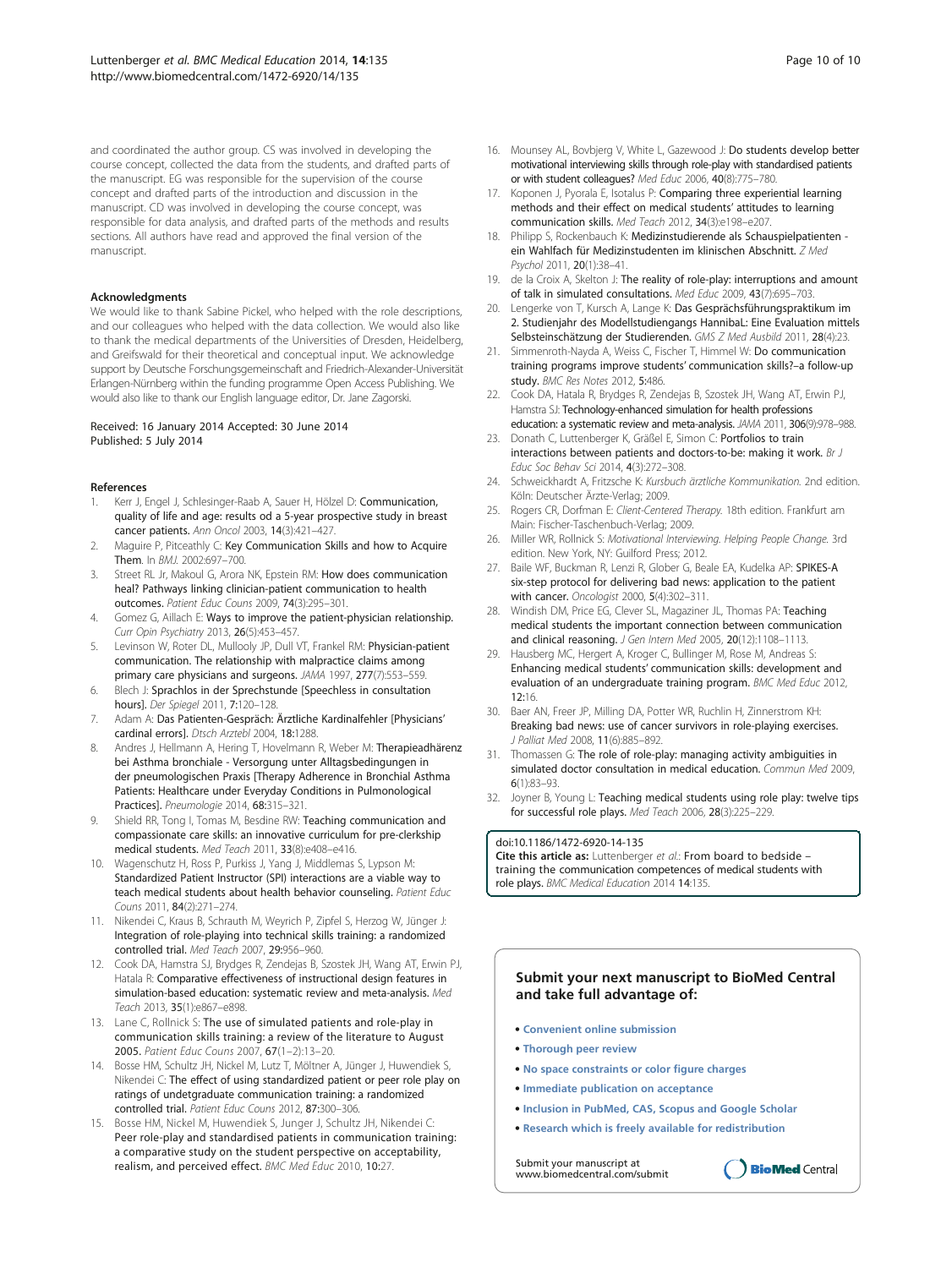and coordinated the author group. CS was involved in developing the course concept, collected the data from the students, and drafted parts of the manuscript. EG was responsible for the supervision of the course concept and drafted parts of the introduction and discussion in the manuscript. CD was involved in developing the course concept, was responsible for data analysis, and drafted parts of the methods and results sections. All authors have read and approved the final version of the manuscript.

#### Acknowledgments

We would like to thank Sabine Pickel, who helped with the role descriptions, and our colleagues who helped with the data collection. We would also like to thank the medical departments of the Universities of Dresden, Heidelberg, and Greifswald for their theoretical and conceptual input. We acknowledge support by Deutsche Forschungsgemeinschaft and Friedrich-Alexander-Universität Erlangen-Nürnberg within the funding programme Open Access Publishing. We would also like to thank our English language editor, Dr. Jane Zagorski.

Received: 16 January 2014 Accepted: 30 June 2014
Published: 5 July 2014

#### References

1. Kerr J, Engel J, Schlesinger-Raab A, Sauer H, Hölzel D: **Communication, quality of life and age: results od a 5-year prospective study in breast cancer patients.** *Ann Oncol* 2003, **14**(3):421–427.
2. Maguire P, Pitceathly C: **Key Communication Skills and how to Acquire Them.** In *BMJ.* 2002:697–700.
3. Street RL Jr, Makoul G, Arora NK, Epstein RM: **How does communication heal? Pathways linking clinician-patient communication to health outcomes.** *Patient Educ Couns* 2009, **74**(3):295–301.
4. Gomez G, Aillach E: **Ways to improve the patient-physician relationship.** *Curr Opin Psychiatry* 2013, **26**(5):453–457.
5. Levinson W, Roter DL, Mullooly JP, Dull VT, Frankel RM: **Physician-patient communication. The relationship with malpractice claims among primary care physicians and surgeons.** *JAMA* 1997, **277**(7):553–559.
6. Blech J: **Sprachlos in der Sprechstunde [Speechless in consultation hours].** *Der Spiegel* 2011, **7:**120–128.
7. Adam A: **Das Patienten-Gespräch: Ärztliche Kardinalfehler [Physicians' cardinal errors].** *Dtsch Arztebl* 2004, **18:**1288.
8. Andres J, Hellmann A, Hering T, Hovelmann R, Weber M: **Therapieadhärenz bei Asthma bronchiale - Versorgung unter Alltagsbedingungen in der pneumologischen Praxis [Therapy Adherence in Bronchial Asthma Patients: Healthcare under Everyday Conditions in Pulmonological Practices].** *Pneumologie* 2014, **68:**315–321.
9. Shield RR, Tong I, Tomas M, Besdine RW: **Teaching communication and compassionate care skills: an innovative curriculum for pre-clerkship medical students.** *Med Teach* 2011, **33**(8):e408–e416.
10. Wagenschutz H, Ross P, Purkiss J, Yang J, Middlemas S, Lypson M: **Standardized Patient Instructor (SPI) interactions are a viable way to teach medical students about health behavior counseling.** *Patient Educ Couns* 2011, **84**(2):271–274.
11. Nikendei C, Kraus B, Schrauth M, Weyrich P, Zipfel S, Herzog W, Jünger J: **Integration of role-playing into technical skills training: a randomized controlled trial.** *Med Teach* 2007, **29:**956–960.
12. Cook DA, Hamstra SJ, Brydges R, Zendejas B, Szostek JH, Wang AT, Erwin PJ, Hatala R: **Comparative effectiveness of instructional design features in simulation-based education: systematic review and meta-analysis.** *Med Teach* 2013, **35**(1):e867–e898.
13. Lane C, Rollnick S: **The use of simulated patients and role-play in communication skills training: a review of the literature to August 2005.** *Patient Educ Couns* 2007, **67**(1–2):13–20.
14. Bosse HM, Schultz JH, Nickel M, Lutz T, Möltner A, Jünger J, Huwendiek S, Nikendei C: **The effect of using standardized patient or peer role play on ratings of undergraduate communication training: a randomized controlled trial.** *Patient Educ Couns* 2012, **87:**300–306.
15. Bosse HM, Nickel M, Huwendiek S, Junger J, Schultz JH, Nikendei C: **Peer role-play and standardised patients in communication training: a comparative study on the student perspective on acceptability, realism, and perceived effect.** *BMC Med Educ* 2010, **10:**27.
16. Mounsey AL, Bovbjerg V, White L, Gazewood J: **Do students develop better motivational interviewing skills through role-play with standardised patients or with student colleagues?** *Med Educ* 2006, **40**(8):775–780.
17. Koponen J, Pyorala E, Isotalus P: **Comparing three experiential learning methods and their effect on medical students' attitudes to learning communication skills.** *Med Teach* 2012, **34**(3):e198–e207.
18. Philipp S, Rockenbauch K: **Medizinstudierende als Schauspielpatienten - ein Wahlfach für Medizinstudenten im klinischen Abschnitt.** *Z Med Psychol* 2011, **20**(1):38–41.
19. de la Croix A, Skelton J: **The reality of role-play: interruptions and amount of talk in simulated consultations.** *Med Educ* 2009, **43**(7):695–703.
20. Lengerke von T, Kursch A, Lange K: **Das Gesprächsführungspraktikum im 2. Studienjahr des Modellstudiengangs HannibaL: Eine Evaluation mittels Selbsteinschätzung der Studierenden.** *GMS Z Med Ausbild* 2011, **28**(4):23.
21. Simmenroth-Nayda A, Weiss C, Fischer T, Himmel W: **Do communication training programs improve students' communication skills?–a follow-up study.** *BMC Res Notes* 2012, **5:**486.
22. Cook DA, Hatala R, Brydges R, Zendejas B, Szostek JH, Wang AT, Erwin PJ, Hamstra SJ: **Technology-enhanced simulation for health professions education: a systematic review and meta-analysis.** *JAMA* 2011, **306**(9):978–988.
23. Donath C, Luttenberger K, Gräßel E, Simon C: **Portfolios to train interactions between patients and doctors-to-be: making it work.** *Br J Educ Soc Behav Sci* 2014, **4**(3):272–308.
24. Schweickhardt A, Fritzsche K: *Kursbuch ärztliche Kommunikation.* 2nd edition. Köln: Deutscher Ärzte-Verlag; 2009.
25. Rogers CR, Dorfman E: *Client-Centered Therapy.* 18th edition. Frankfurt am Main: Fischer-Taschenbuch-Verlag; 2009.
26. Miller WR, Rollnick S: *Motivational Interviewing. Helping People Change.* 3rd edition. New York, NY: Guilford Press; 2012.
27. Baile WF, Buckman R, Lenzi R, Glober G, Beale EA, Kudelka AP: **SPIKES-A six-step protocol for delivering bad news: application to the patient with cancer.** *Oncologist* 2000, **5**(4):302–311.
28. Windish DM, Price EG, Clever SL, Magaziner JL, Thomas PA: **Teaching medical students the important connection between communication and clinical reasoning.** *J Gen Intern Med* 2005, **20**(12):1108–1113.
29. Hausberg MC, Hergert A, Kroger C, Bullinger M, Rose M, Andreas S: **Enhancing medical students' communication skills: development and evaluation of an undergraduate training program.** *BMC Med Educ* 2012, **12:**16.
30. Baer AN, Freer JP, Milling DA, Potter WR, Ruchlin H, Zinnerstrom KH: **Breaking bad news: use of cancer survivors in role-playing exercises.** *J Palliat Med* 2008, **11**(6):885–892.
31. Thomassen G: **The role of role-play: managing activity ambiguities in simulated doctor consultation in medical education.** *Commun Med* 2009, **6**(1):83–93.
32. Joyner B, Young L: **Teaching medical students using role play: twelve tips for successful role plays.** *Med Teach* 2006, **28**(3):225–229.

doi:10.1186/1472-6920-14-135
**Cite this article as:** Luttenberger *et al.*: From board to bedside – training the communication competences of medical students with role plays. *BMC Medical Education* 2014 **14**:135.

**Submit your next manuscript to BioMed Central and take full advantage of:**

- **Convenient online submission**
- **Thorough peer review**
- **No space constraints or color figure charges**
- **Immediate publication on acceptance**
- **Inclusion in PubMed, CAS, Scopus and Google Scholar**
- **Research which is freely available for redistribution**

Submit your manuscript at
www.biomedcentral.com/submit